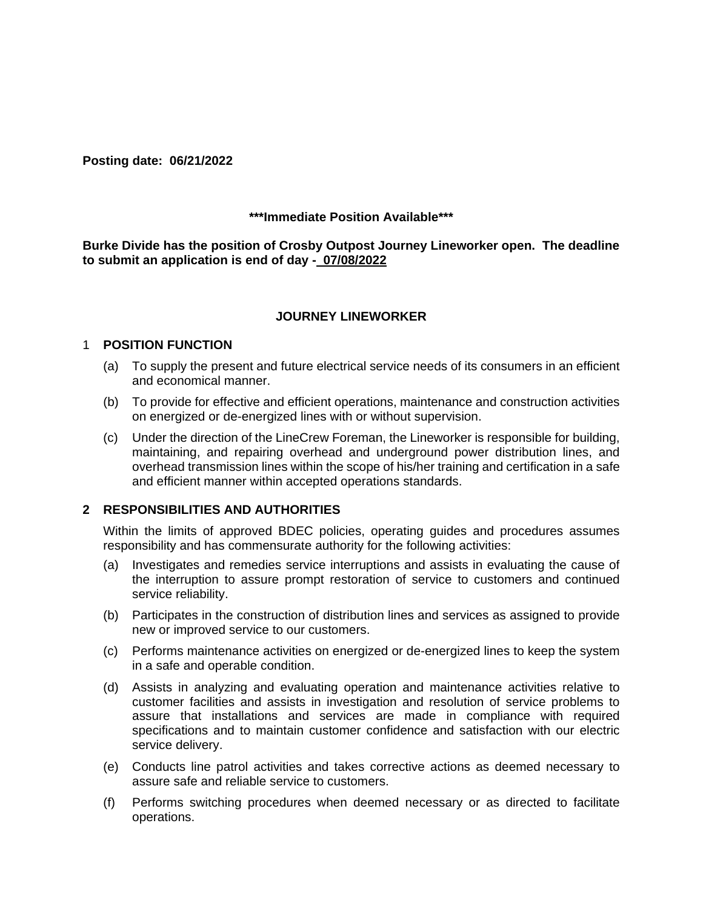**Posting date: 06/21/2022**

**\*\*\*Immediate Position Available\*\*\***

**Burke Divide has the position of Crosby Outpost Journey Lineworker open. The deadline to submit an application is end of day - 07/08/2022**

## JOURNEY LINEWORKER

### 1 POSITION FUNCTION

(a) To supply the present and future electrical service needs of its consumers in an efficient and economical manner.

(b) To provide for effective and efficient operations, maintenance and construction activities on energized or de-energized lines with or without supervision.

(c) Under the direction of the LineCrew Foreman, the Lineworker is responsible for building, maintaining, and repairing overhead and underground power distribution lines, and overhead transmission lines within the scope of his/her training and certification in a safe and efficient manner within accepted operations standards.

### 2 RESPONSIBILITIES AND AUTHORITIES

Within the limits of approved BDEC policies, operating guides and procedures assumes responsibility and has commensurate authority for the following activities:

(a) Investigates and remedies service interruptions and assists in evaluating the cause of the interruption to assure prompt restoration of service to customers and continued service reliability.

(b) Participates in the construction of distribution lines and services as assigned to provide new or improved service to our customers.

(c) Performs maintenance activities on energized or de-energized lines to keep the system in a safe and operable condition.

(d) Assists in analyzing and evaluating operation and maintenance activities relative to customer facilities and assists in investigation and resolution of service problems to assure that installations and services are made in compliance with required specifications and to maintain customer confidence and satisfaction with our electric service delivery.

(e) Conducts line patrol activities and takes corrective actions as deemed necessary to assure safe and reliable service to customers.

(f) Performs switching procedures when deemed necessary or as directed to facilitate operations.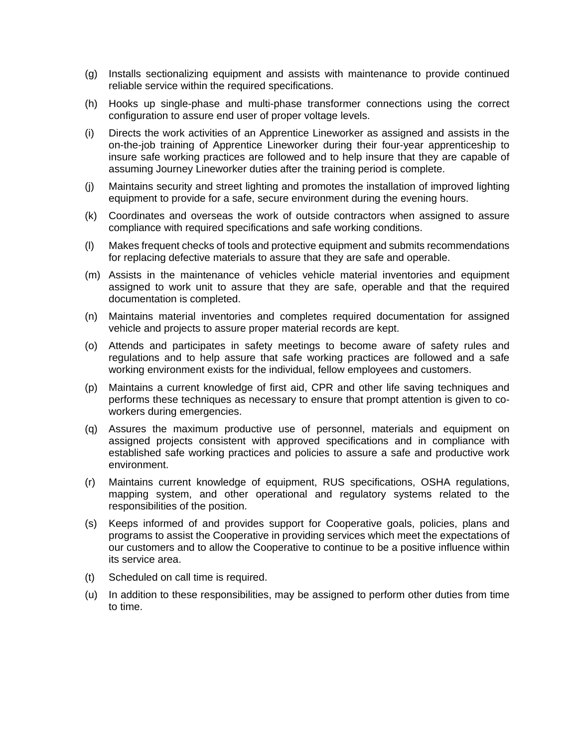(g) Installs sectionalizing equipment and assists with maintenance to provide continued reliable service within the required specifications.

(h) Hooks up single-phase and multi-phase transformer connections using the correct configuration to assure end user of proper voltage levels.

(i) Directs the work activities of an Apprentice Lineworker as assigned and assists in the on-the-job training of Apprentice Lineworker during their four-year apprenticeship to insure safe working practices are followed and to help insure that they are capable of assuming Journey Lineworker duties after the training period is complete.

(j) Maintains security and street lighting and promotes the installation of improved lighting equipment to provide for a safe, secure environment during the evening hours.

(k) Coordinates and overseas the work of outside contractors when assigned to assure compliance with required specifications and safe working conditions.

(l) Makes frequent checks of tools and protective equipment and submits recommendations for replacing defective materials to assure that they are safe and operable.

(m) Assists in the maintenance of vehicles vehicle material inventories and equipment assigned to work unit to assure that they are safe, operable and that the required documentation is completed.

(n) Maintains material inventories and completes required documentation for assigned vehicle and projects to assure proper material records are kept.

(o) Attends and participates in safety meetings to become aware of safety rules and regulations and to help assure that safe working practices are followed and a safe working environment exists for the individual, fellow employees and customers.

(p) Maintains a current knowledge of first aid, CPR and other life saving techniques and performs these techniques as necessary to ensure that prompt attention is given to co-workers during emergencies.

(q) Assures the maximum productive use of personnel, materials and equipment on assigned projects consistent with approved specifications and in compliance with established safe working practices and policies to assure a safe and productive work environment.

(r) Maintains current knowledge of equipment, RUS specifications, OSHA regulations, mapping system, and other operational and regulatory systems related to the responsibilities of the position.

(s) Keeps informed of and provides support for Cooperative goals, policies, plans and programs to assist the Cooperative in providing services which meet the expectations of our customers and to allow the Cooperative to continue to be a positive influence within its service area.

(t) Scheduled on call time is required.

(u) In addition to these responsibilities, may be assigned to perform other duties from time to time.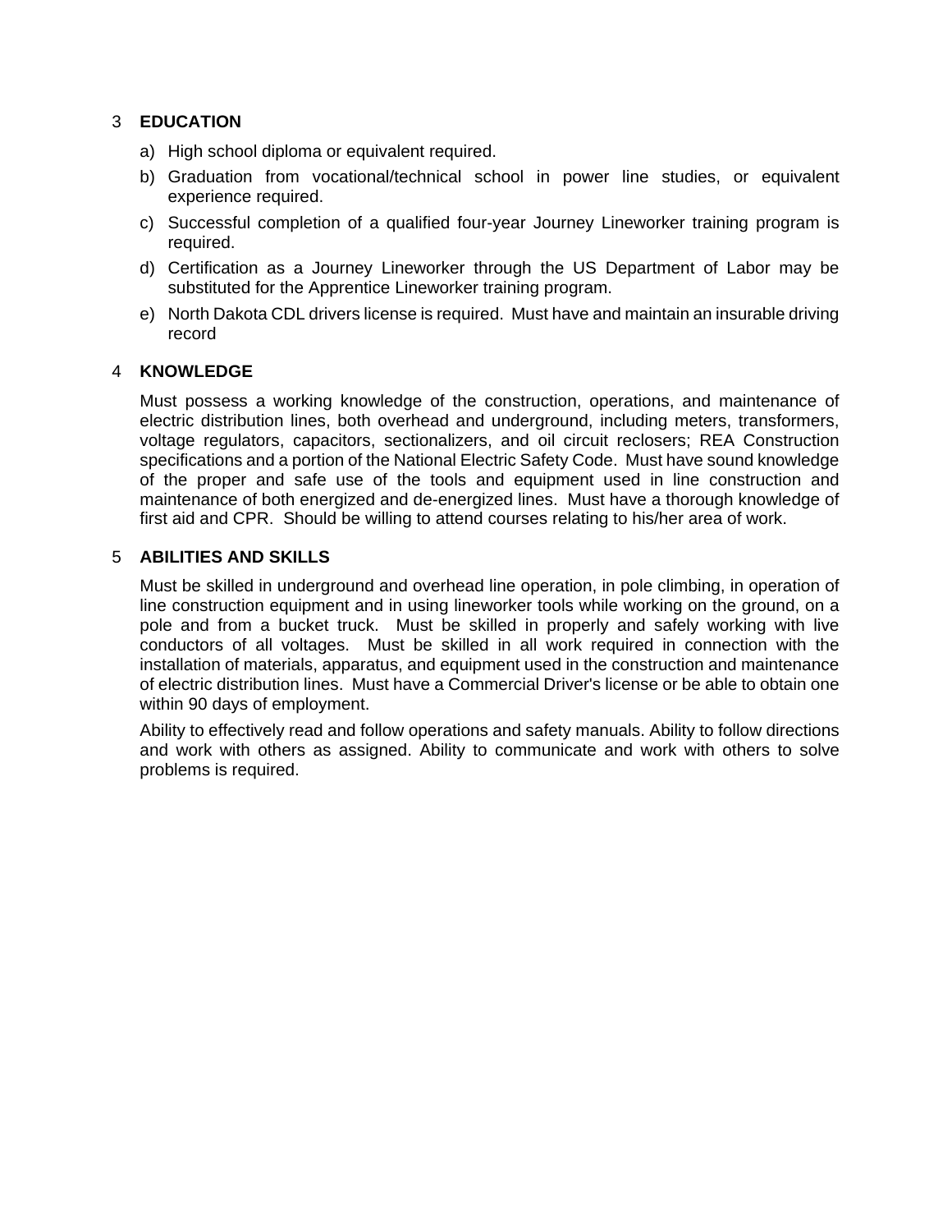## 3 EDUCATION

a) High school diploma or equivalent required.

b) Graduation from vocational/technical school in power line studies, or equivalent experience required.

c) Successful completion of a qualified four-year Journey Lineworker training program is required.

d) Certification as a Journey Lineworker through the US Department of Labor may be substituted for the Apprentice Lineworker training program.

e) North Dakota CDL drivers license is required. Must have and maintain an insurable driving record

## 4 KNOWLEDGE

Must possess a working knowledge of the construction, operations, and maintenance of electric distribution lines, both overhead and underground, including meters, transformers, voltage regulators, capacitors, sectionalizers, and oil circuit reclosers; REA Construction specifications and a portion of the National Electric Safety Code. Must have sound knowledge of the proper and safe use of the tools and equipment used in line construction and maintenance of both energized and de-energized lines. Must have a thorough knowledge of first aid and CPR. Should be willing to attend courses relating to his/her area of work.

## 5 ABILITIES AND SKILLS

Must be skilled in underground and overhead line operation, in pole climbing, in operation of line construction equipment and in using lineworker tools while working on the ground, on a pole and from a bucket truck. Must be skilled in properly and safely working with live conductors of all voltages. Must be skilled in all work required in connection with the installation of materials, apparatus, and equipment used in the construction and maintenance of electric distribution lines. Must have a Commercial Driver's license or be able to obtain one within 90 days of employment.

Ability to effectively read and follow operations and safety manuals. Ability to follow directions and work with others as assigned. Ability to communicate and work with others to solve problems is required.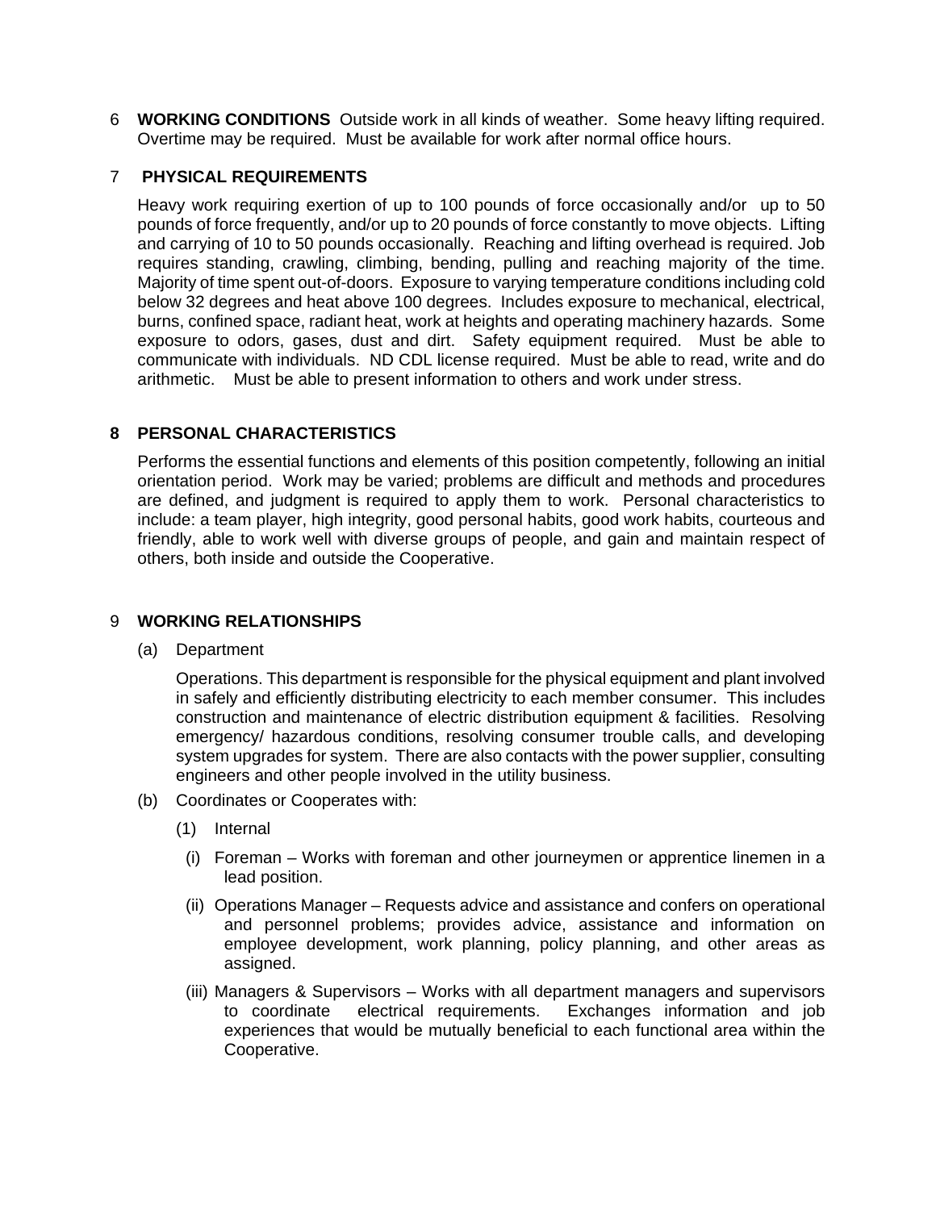6 **WORKING CONDITIONS** Outside work in all kinds of weather. Some heavy lifting required. Overtime may be required. Must be available for work after normal office hours.

7 **PHYSICAL REQUIREMENTS**

Heavy work requiring exertion of up to 100 pounds of force occasionally and/or up to 50 pounds of force frequently, and/or up to 20 pounds of force constantly to move objects. Lifting and carrying of 10 to 50 pounds occasionally. Reaching and lifting overhead is required. Job requires standing, crawling, climbing, bending, pulling and reaching majority of the time. Majority of time spent out-of-doors. Exposure to varying temperature conditions including cold below 32 degrees and heat above 100 degrees. Includes exposure to mechanical, electrical, burns, confined space, radiant heat, work at heights and operating machinery hazards. Some exposure to odors, gases, dust and dirt. Safety equipment required. Must be able to communicate with individuals. ND CDL license required. Must be able to read, write and do arithmetic. Must be able to present information to others and work under stress.

**8 PERSONAL CHARACTERISTICS**

Performs the essential functions and elements of this position competently, following an initial orientation period. Work may be varied; problems are difficult and methods and procedures are defined, and judgment is required to apply them to work. Personal characteristics to include: a team player, high integrity, good personal habits, good work habits, courteous and friendly, able to work well with diverse groups of people, and gain and maintain respect of others, both inside and outside the Cooperative.

9 **WORKING RELATIONSHIPS**

(a) Department

Operations. This department is responsible for the physical equipment and plant involved in safely and efficiently distributing electricity to each member consumer. This includes construction and maintenance of electric distribution equipment & facilities. Resolving emergency/ hazardous conditions, resolving consumer trouble calls, and developing system upgrades for system. There are also contacts with the power supplier, consulting engineers and other people involved in the utility business.

(b) Coordinates or Cooperates with:

(1) Internal

(i) Foreman – Works with foreman and other journeymen or apprentice linemen in a lead position.

(ii) Operations Manager – Requests advice and assistance and confers on operational and personnel problems; provides advice, assistance and information on employee development, work planning, policy planning, and other areas as assigned.

(iii) Managers & Supervisors – Works with all department managers and supervisors to coordinate electrical requirements. Exchanges information and job experiences that would be mutually beneficial to each functional area within the Cooperative.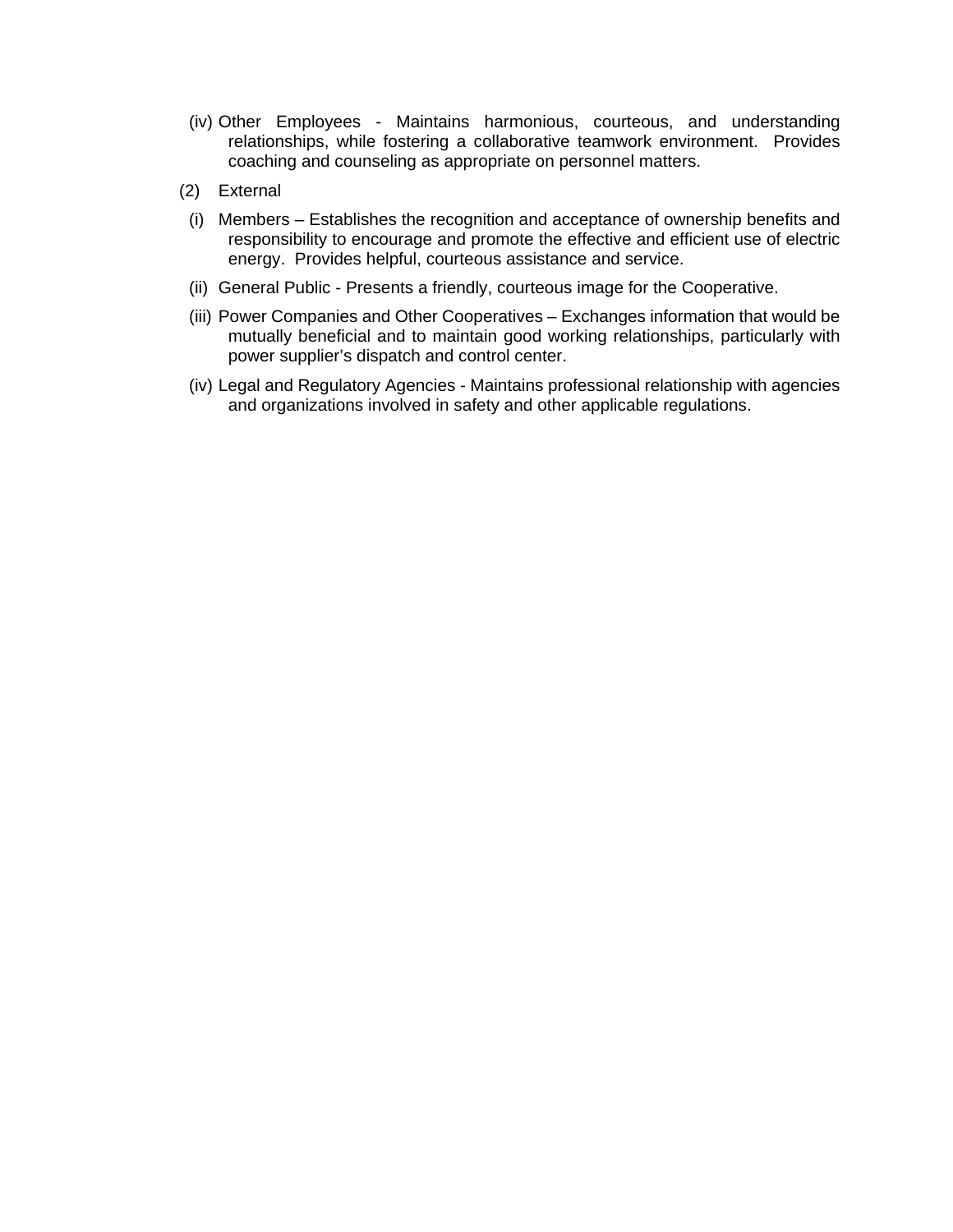(iv) Other Employees - Maintains harmonious, courteous, and understanding relationships, while fostering a collaborative teamwork environment. Provides coaching and counseling as appropriate on personnel matters.

(2) External

(i) Members – Establishes the recognition and acceptance of ownership benefits and responsibility to encourage and promote the effective and efficient use of electric energy. Provides helpful, courteous assistance and service.

(ii) General Public - Presents a friendly, courteous image for the Cooperative.

(iii) Power Companies and Other Cooperatives – Exchanges information that would be mutually beneficial and to maintain good working relationships, particularly with power supplier's dispatch and control center.

(iv) Legal and Regulatory Agencies - Maintains professional relationship with agencies and organizations involved in safety and other applicable regulations.